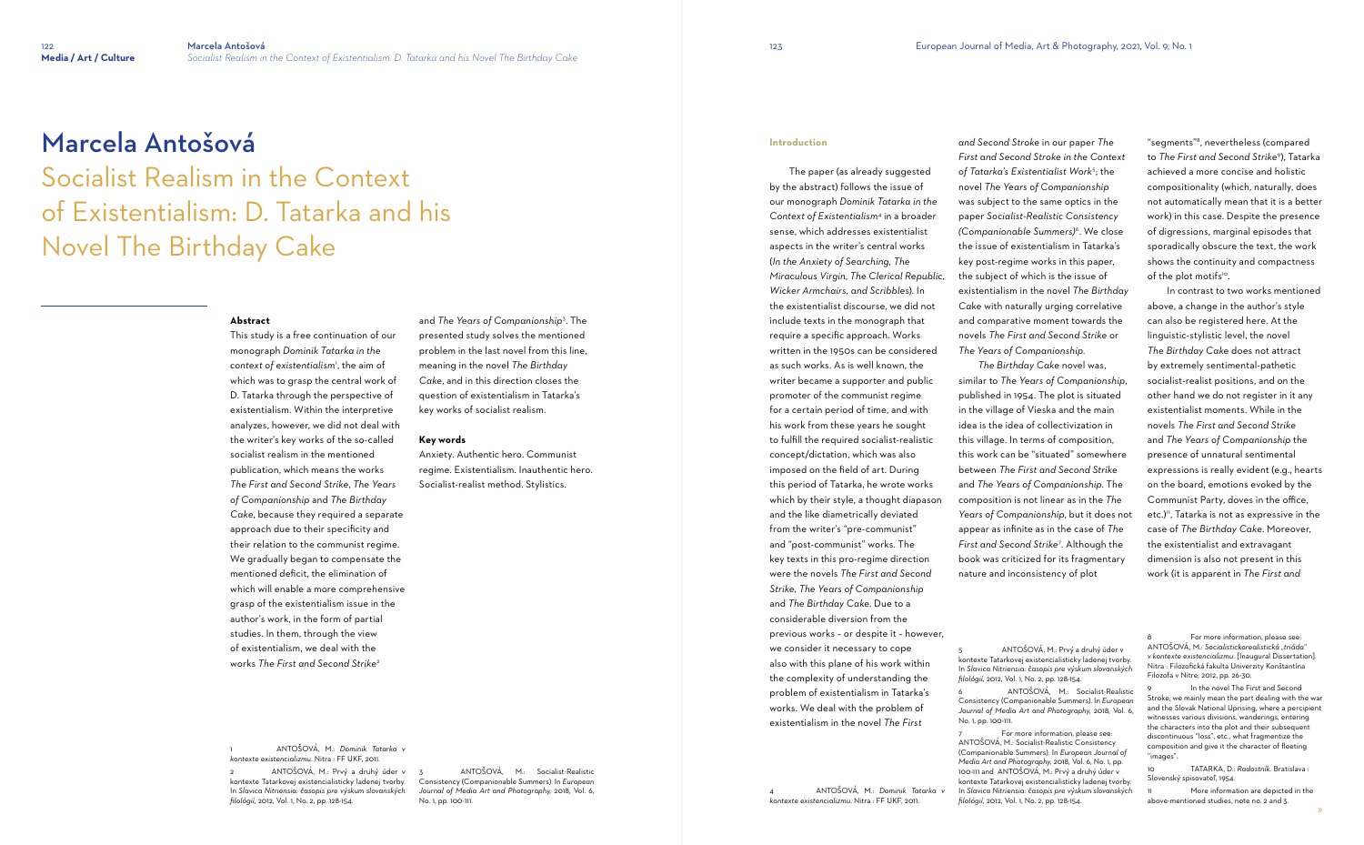# Marcela Antošová

## Socialist Realism in the Context of Existentialism: D. Tatarka and his Novel The Birthday Cake

**Abstract**

This study is a free continuation of our monograph *Dominik Tatarka in the context of existentialism*[1], the aim of which was to grasp the central work of D. Tatarka through the perspective of existentialism. Within the interpretive analyzes, however, we did not deal with the writer's key works of the so-called socialist realism in the mentioned publication, which means the works *The First and Second Strike*, *The Years of Companionship* and *The Birthday Cake*, because they required a separate approach due to their specificity and their relation to the communist regime. We gradually began to compensate the mentioned deficit, the elimination of which will enable a more comprehensive grasp of the existentialism issue in the author's work, in the form of partial studies. In them, through the view of existentialism, we deal with the works *The First and Second Strike*[2] and *The Years of Companionship*[3]. The presented study solves the mentioned problem in the last novel from this line, meaning in the well known *The Birthday Cake*, and in this direction closes the question of existentialism in Tatarka's key works of socialist realism.

**Key words**

Anxiety. Authentic hero. Communist regime. Existentialism. Inauthentic hero. Socialist-realist method. Stylistics.

### Introduction

The paper (as already suggested by the abstract) follows the issue of our monograph *Dominik Tatarka in the Context of Existentialism*[4] in a broader sense, which addresses existentialist aspects in the writer's central works (*In the Anxiety of Searching, The Miraculous Virgin, The Clerical Republic, Wicker Armchairs, and Scribbles*). In the existentialist discourse, we did not include texts in the monograph that require a specific approach. Works written in the 1950s can be considered as such works. As is well known, the writer became a supporter and public promoter of the communist regime for a certain period of time, and with his work from these years he sought to fulfill the required socialist-realistic concept/dictation, which was also imposed on the field of art. During this period of Tatarka, he wrote works which by their style, a thought diapason and the like diametrically deviated from the writer's "pre-communist" and "post-communist" works. The key texts in this pro-regime direction were the novels *The First and Second Strike*, *The Years of Companionship* and *The Birthday Cake*. Due to a considerable diversion from the previous works – or despite it – however, we consider it necessary to cope also with this plane of his work within the complexity of understanding the problem of existentialism in Tatarka's works. We deal with the problem of existentialism in the novel *The First and Second Stroke* in our paper *The First and Second Stroke in the Context of Tatarka's Existentialist Work*[5]; the novel *The Years of Companionship* was subject to the same optics in the paper *Socialist-Realistic Consistency (Companionable Summers)*[6]. We close the issue of existentialism in Tatarka's key post-regime works in this paper, the subject of which is the issue of existentialism in the novel *The Birthday Cake* with naturally urging correlative and comparative moment towards the novels *The First and Second Strike* or *The Years of Companionship*.

*The Birthday Cake* novel was, similar to *The Years of Companionship*, published in 1954. The plot is situated in the village of Vieska and the main idea is the idea of collectivization in this village. In terms of composition, this work can be "situated" somewhere between *The First and Second Strike* and *The Years of Companionship*. The composition is not linear as in the *The Years of Companionship*, but it does not appear as infinite as in the case of *The First and Second Strike*[7]. Although the book was criticized for its fragmentary nature and inconsistency of plot "segments"[8], nevertheless (compared to *The First and Second Strike*[9]), Tatarka achieved a more concise and holistic compositionality (which, naturally, does not automatically mean that it is a better work) in this case. Despite the presence of digressions, marginal episodes that sporadically obscure the text, the work shows the continuity and compactness of the plot motifs[10].

In contrast to two works mentioned above, a change in the author's style can also be registered here. At the linguistic-stylistic level, the novel *The Birthday Cake* does not attract by extremely sentimental-pathetic socialist-realist positions, and on the other hand we do not register in it any existentialist moments. While in the novels *The First and Second Strike* and *The Years of Companionship* the presence of unnatural sentimental expressions is really evident (e.g., hearts on the board, emotions evoked by the Communist Party, doves in the office, etc.)[11], Tatarka is not as expressive in the case of *The Birthday Cake*. Moreover, the existentialist and extravagant dimension is also not present in this work (it is apparent in *The First and*

---

1 ANTOŠOVÁ, M.: *Dominik Tatarka v kontexte existencializmu*. Nitra : FF UKF, 2011.

2 ANTOŠOVÁ, M.: Prvý a druhý úder v kontexte Tatarkovej existencialisticky ladenej tvorby. In *Slavica Nitriensia: časopis pre výskum slovanských filológií*, 2012, Vol. 1, No. 2, pp. 128-154.

3 ANTOŠOVÁ, M.: Socialist-Realistic Consistency (Companionable Summers). In *European Journal of Media Art and Photography*, 2018, Vol. 6, No. 1, pp. 100-111.

4 ANTOŠOVÁ, M.: *Dominik Tatarka v kontexte existencializmu*. Nitra : FF UKF, 2011.

5 ANTOŠOVÁ, M.: Prvý a druhý úder v kontexte Tatarkovej existencialisticky ladenej tvorby. In *Slavica Nitriensia: časopis pre výskum slovanských filológií*, 2012, Vol. 1, No. 2, pp. 128-154.

6 ANTOŠOVÁ, M.: Socialist-Realistic Consistency (Companionable Summers). In *European Journal of Media Art and Photography*, 2018, Vol. 6, No. 1, pp. 100-111.

7 For more information, please see: ANTOŠOVÁ, M.: Socialist-Realistic Consistency (Companionable Summers). In *European Journal of Media Art and Photography*, 2018, Vol. 6, No. 1, pp. 100-111 and ANTOŠOVÁ, M.: Prvý a druhý úder v kontexte Tatarkovej existencialisticky ladenej tvorby. In *Slavica Nitriensia: časopis pre výskum slovanských filológií*, 2012, Vol. 1, No. 2, pp. 128-154.

8 For more information, please see: ANTOŠOVÁ, M.: *Socialistickorealistická „triáda" v kontexte existencializmu*. [Inaugural Dissertation]. Nitra : Filozofická fakulta Univerzity Konštantína Filozofa v Nitre, 2012, pp. 26-30.

9 In the novel The First and Second Stroke, we mainly mean the part dealing with the war and the Slovak National Uprising, where a percipient witnesses various divisions, wanderings, entering the characters into the plot and their subsequent discontinuous "loss", etc., what fragmentize the composition and give it the character of fleeting "images".

10 TATARKA, D.: *Radostník*. Bratislava : Slovenský spisovateľ, 1954.

11 More information are depicted in the above-mentioned studies, note no. 2 and 3.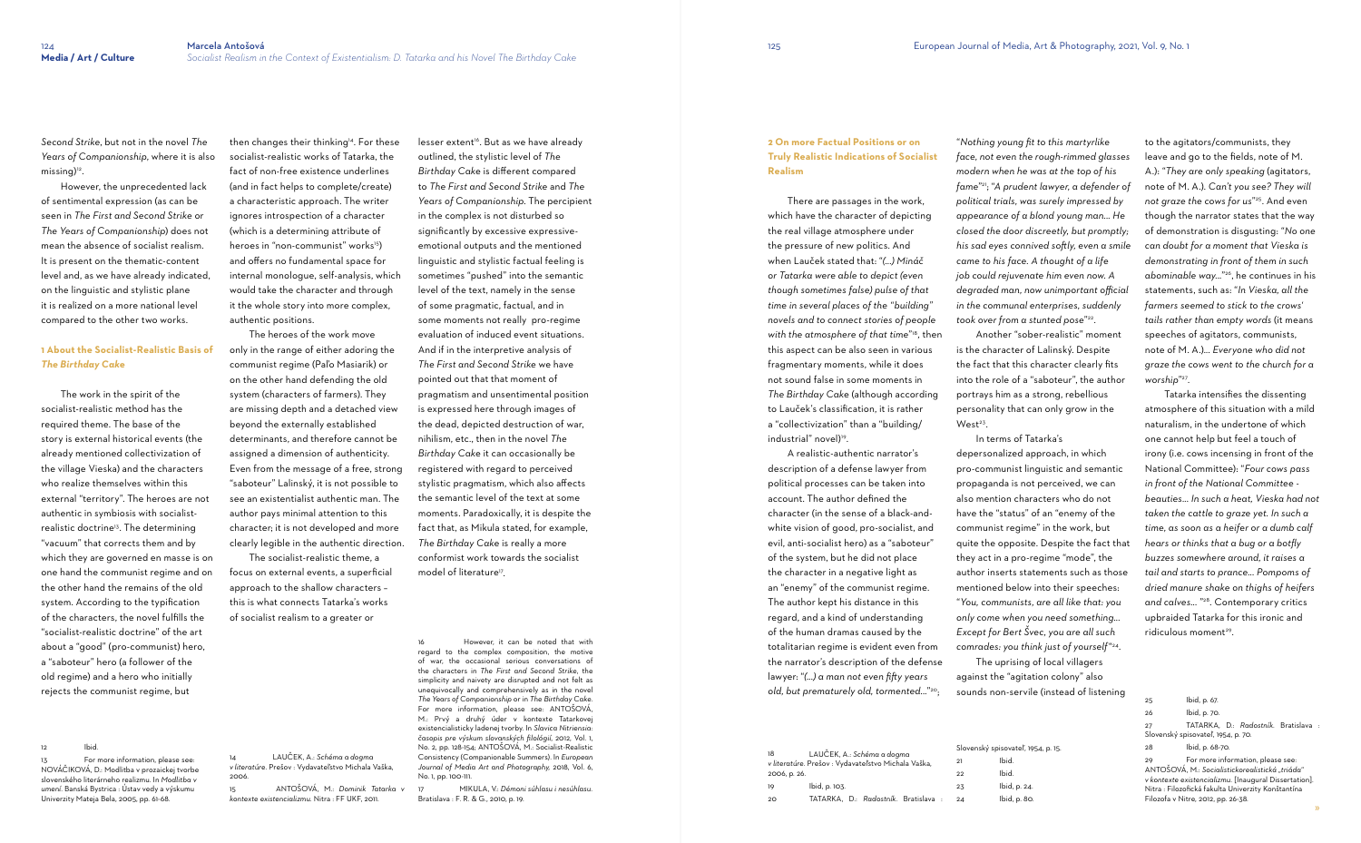*Second Strike*, but not in the novel *The Years of Companionship*, where it is also missing)[12].

However, the unprecedented lack of sentimental expression (as can be seen in *The First and Second Strike* or *The Years of Companionship*) does not mean the absence of socialist realism. It is present on the thematic-content level and, as we have already indicated, on the linguistic and stylistic plane it is realized on a more national level compared to the other two works.

### 1 About the Socialist-Realistic Basis of *The Birthday Cake*

The work in the spirit of the socialist-realistic method has the required theme. The base of the story is external historical events (the already mentioned collectivization of the village Vieska) and the characters who realize themselves within this external "territory". The heroes are not authentic in symbiosis with socialist-realistic doctrine[13]. The determining "vacuum" that corrects them and by which they are governed en masse is on one hand the communist regime and on the other hand the remains of the old system. According to the typification of the characters, the novel fulfills the "socialist-realistic doctrine" of the art about a "good" (pro-communist) hero, a "saboteur" hero (a follower of the old regime) and a hero who initially rejects the communist regime, but then changes their thinking[14]. For these socialist-realistic works of Tatarka, the fact of non-free existence underlines (and in fact helps to complete/create) a characteristic approach. The writer ignores introspection of a character (which is a determining attribute of heroes in "non-communist" works[15]) and offers no fundamental space for internal monologue, self-analysis, which would take the character and through it the whole story into more complex, authentic positions.

The heroes of the work move only in the range of either adoring the communist regime (Paľo Masiarik) or on the other hand defending the old system (characters of farmers). They are missing depth and a detached view beyond the externally established determinants, and therefore cannot be assigned a dimension of authenticity. Even from the message of a free, strong "saboteur" Lalinský, it is not possible to see an existentialist authentic man. The author pays minimal attention to this character; it is not developed and more clearly legible in the authentic direction.

The socialist-realistic theme, a focus on external events, a superficial approach to the shallow characters – this is what connects Tatarka's works of socialist realism to a greater or lesser extent[16]. But as we have already outlined, the stylistic level of *The Birthday Cake* is different compared to *The First and Second Strike* and *The Years of Companionship*. The percipient in the complex is not disturbed so significantly by excessive expressive-emotional outputs and the mentioned linguistic and stylistic factual feeling is sometimes "pushed" into the semantic level of the text, namely in the sense of some pragmatic, factual, and in some moments not really pro-regime evaluation of induced event situations. And if in the interpretive analysis of *The First and Second Strike* we have pointed out that that moment of pragmatism and unsentimental position is expressed here through images of the dead, depicted destruction of war, nihilism, etc., then in the novel *The Birthday Cake* it can occasionally be registered with regard to perceived stylistic pragmatism, which also affects the semantic level of the text at some moments. Paradoxically, it is despite the fact that, as Mikula stated, for example, *The Birthday Cake* is really a more conformist work towards the socialist model of literature[17].

### 2 On more Factual Positions or on Truly Realistic Indications of Socialist Realism

There are passages in the work, which have the character of depicting the real village atmosphere under the pressure of new politics. And when Lauček stated that: *"(...) Mináč or Tatarka were able to depict (even though sometimes false) pulse of that time in several places of the "building" novels and to connect stories of people with the atmosphere of that time"*[18], then this aspect can be also seen in various fragmentary moments, while it does not sound false in some moments in *The Birthday Cake* (although according to Lauček's classification, it is rather a "collectivization" than a "building/industrial" novel)[19].

A realistic-authentic narrator's description of a defense lawyer from political processes can be taken into account. The author defined the character (in the sense of a black-and-white vision of good, pro-socialist, and evil, anti-socialist hero) as a "saboteur" of the system, but he did not place the character in a negative light as an "enemy" of the communist regime. The author kept his distance in this regard, and a kind of understanding of the human dramas caused by the totalitarian regime is evident even from the narrator's description of the defense lawyer: *"(...) a man not even fifty years old, but prematurely old, tormented..."*[20]; *"Nothing young fit to this martyrlike face, not even the rough-rimmed glasses modern when he was at the top of his fame"*[21]; *"A prudent lawyer, a defender of political trials, was surely impressed by appearance of a blond young man... He closed the door discreetly, but promptly; his sad eyes connived softly, even a smile came to his face. A thought of a life job could rejuvenate him even now. A degraded man, now unimportant official in the communal enterprises, suddenly took over from a stunted pose"*[22].

Another "sober-realistic" moment is the character of Lalinský. Despite the fact that this character clearly fits into the role of a "saboteur", the author portrays him as a strong, rebellious personality that can only grow in the West[23].

In terms of Tatarka's depersonalized approach, in which pro-communist linguistic and semantic propaganda is not perceived, we can also mention characters who do not have the "status" of an "enemy of the communist regime" in the work, but quite the opposite. Despite the fact that they act in a pro-regime "mode", the author inserts statements such as those mentioned below into their speeches: *"You, communists, are all like that: you only come when you need something... Except for Bert Švec, you are all such comrades: you think just of yourself"*[24].

The uprising of local villagers against the "agitation colony" also sounds non-servile (instead of listening to the agitators/communists, they leave and go to the fields, note of M. A.): *"They are only speaking* (agitators, note of M. A.). *Can't you see? They will not graze the cows for us"*[25]. And even though the narrator states that the way of demonstration is disgusting: *"No one can doubt for a moment that Vieska is demonstrating in front of them in such abominable way..."*[26], he continues in his statements, such as: *"In Vieska, all the farmers seemed to stick to the crows' tails rather than empty words* (it means speeches of agitators, communists, note of M. A.)*... Everyone who did not graze the cows went to the church for a worship"*[27].

Tatarka intensifies the dissenting atmosphere of this situation with a mild naturalism, in the undertone of which one cannot help but feel a touch of irony (i.e. cows incensing in front of the National Committee): *"Four cows pass in front of the National Committee - beauties... In such a heat, Vieska had not taken the cattle to graze yet. In such a time, as soon as a heifer or a dumb calf hears or thinks that a bug or a botfly buzzes somewhere around, it raises a tail and starts to prance... Pompoms of dried manure shake on thighs of heifers and calves... "*[28]. Contemporary critics upbraided Tatarka for this ironic and ridiculous moment[29].

---

12 Ibid.

13 For more information, please see: NOVÁČIKOVÁ, D.: Modlitba v prozaickej tvorbe slovenského literárneho realizmu. In *Modlitba v umení*. Banská Bystrica : Ústav vedy a výskumu Univerzity Mateja Bela, 2005, pp. 61-68.

14 LAUČEK, A.: *Schéma a dogma v literatúre*. Prešov : Vydavateľstvo Michala Vaška, 2006.

15 ANTOŠOVÁ, M.: *Dominik Tatarka v kontexte existencializmu*. Nitra : FF UKF, 2011.

16 However, it can be noted that with regard to the complex composition, the motive of war, the occasional serious conversations of the characters in *The First and Second Strike*, the simplicity and naivety are disrupted and not felt as unequivocally and comprehensively as in the novel *The Years of Companionship* or in *The Birthday Cake*. For more information, please see: ANTOŠOVÁ, M.: Prvý a druhý úder v kontexte Tatarkovej existencialisticky ladenej tvorby. In *Slavica Nitriensia: časopis pre výskum slovanských filológií*, 2012, Vol. 1, No. 2, pp. 128-154; ANTOŠOVÁ, M.: Socialist-Realistic Consistency (Companionable Summers). In *European Journal of Media Art and Photography*, 2018, Vol. 6, No. 1, pp. 100-111.

17 MIKULA, V.: *Démoni súhlasu i nesúhlasu*. Bratislava : F. R. & G., 2010, p. 19.

18 LAUČEK, A.: *Schéma a dogma v literatúre*. Prešov : Vydavateľstvo Michala Vaška, 2006, p. 26.

19 Ibid, p. 103.

20 TATARKA, D.: *Radostník*. Bratislava : Slovenský spisovateľ, 1954, p. 15.

21 Ibid.

22 Ibid.

23 Ibid, p. 24.

24 Ibid, p. 80.

25 Ibid, p. 67.

26 Ibid, p. 70.

27 TATARKA, D.: *Radostník*. Bratislava : Slovenský spisovateľ, 1954, p. 70.

28 Ibid, p. 68-70.

29 For more information, please see: ANTOŠOVÁ, M.: *Socialistickorealistická „triáda" v kontexte existencializmu*. [Inaugural Dissertation]. Nitra : Filozofická fakulta Univerzity Konštantína Filozofa v Nitre, 2012, pp. 26-38.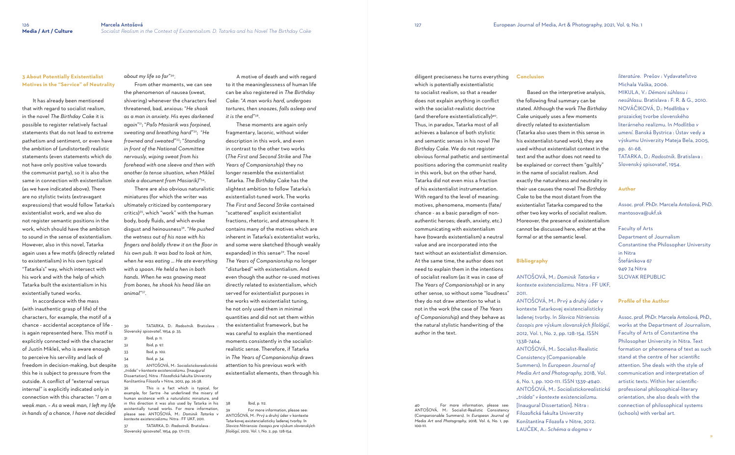### 3 About Potentially Existentialist Motives in the "Service" of Neutrality

It has already been mentioned that with regard to socialist realism, in the novel *The Birthday Cake* it is possible to register relatively factual statements that do not lead to extreme pathetism and sentiment, or even have the ambition of (undistorted) realistic statements (even statements which do not have only positive value towards the communist party), so it is also the same in connection with existentialism (as we have indicated above). There are no stylistic twists (extravagant expressions) that would follow Tatarka's existentialist work, and we also do not register semantic positions in the work, which should have the ambition to sound in the sense of existentialism. However, also in this novel, Tatarka again uses a few motifs (directly related to existentialism) in his own typical "Tatarka's" way, which intersect with his work and with the help of which Tatarka built the existentialism in his existentially tuned works.

In accordance with the mass (with inauthentic grasp of life) of the characters, for example, the motif of a chance - accidental acceptance of life - is again represented here. This motif is explicitly connected with the character of Justín Mikleš, who is aware enough to perceive his servility and lack of freedom in decision-making, but despite this he is subject to pressure from the outside. A conflict of "external versus internal" is explicitly indicated only in connection with this character: "*I am a weak man. – As a weak man, I left my life in hands of a chance, I have not decided about my life so far*"[30].

From other moments, we can see the phenomenon of nausea (sweat, shivering) whenever the characters feel threatened, bad, anxious: "*He shook as a man in anxiety. His eyes darkened again*"[31]; "*Paľo Masiarik was forpined, sweating and breathing hard*"[32]; "*He frowned and sweated*"[33]; "*Standing in front of the National Committee nervously, wiping sweat from his forehead with one sleeve and then with another (a tense situation, when Mikleš stole a document from Masiarik)*"[34].

There are also obvious naturalistic miniatures (for which the writer was ultimately criticized by contemporary critics)[35], which "work" with the human body, body fluids, and which evoke disgust and heinousness[36]. "*He pushed the wetness out of his nose with his fingers and boldly threw it on the floor in his own pub. It was bad to look at him, when he was eating … He ate everything with a spoon. He held a hen in both hands. When he was gnawing meat from bones, he shook his head like an animal*"[37].

A motive of death and with regard to it the meaninglessness of human life can be also registered in *The Birthday Cake*: "*A man works hard, undergoes tortures, then snoozes, falls asleep and it is the end*"[38].

These moments are again only fragmentary, laconic, without wider description in this work, and even in contrast to the other two works (*The First and Second Strike* and *The Years of Companionship*) they no longer resemble the existentialist Tatarka. *The Birthday Cake* has the slightest ambition to follow Tatarka's existentialist-tuned work. The works *The First and Second Strike* contained "scattered" explicit existentialist fractions, rhetoric, and atmosphere. It contains many of the motives which are inherent in Tatarka's existentialist works, and some were sketched (though weakly expanded) in this sense[39]. The novel *The Years of Companionship* no longer "disturbed" with existentialism. And even though the author re-used motives directly related to existentialism, which served for existentialist purposes in the works with existentialist tuning, he not only used them in minimal quantities and did not set them within the existentialist framework, but he was careful to explain the mentioned moments consistently in the socialist-realistic sense. Therefore, if Tatarka in *The Years of Companionship* draws attention to his previous work with existentialist elements, then through his diligent preciseness he turns everything which is potentially existentialist to socialist realism, so that a reader does not explain anything in conflict with the socialist-realistic doctrine (and therefore existentialistically)[40]. Thus, in paradox, Tatarka most of all achieves a balance of both stylistic and semantic senses in his novel *The Birthday Cake*. We do not register obvious formal pathetic and sentimental positions adoring the communist reality in this work, but on the other hand, Tatarka did not even miss a fraction of his existentialist instrumentation. With regard to the level of meaning: motives, phenomena, moments (fate/chance - as a basic paradigm of non-authentic heroes; death, anxiety, etc.) communicating with existentialism have (towards existentialism) a neutral value and are incorporated into the text without an existentialist dimension. At the same time, the author does not need to explain them in the intentions of socialist realism (as it was in case of *The Years of Companionship*) or in any other sense, so without some "loudness" they do not draw attention to what is not in the work (the case of *The Years of Companionship*) and they behave as the natural stylistic handwriting of the author in the text.

30 TATARKA, D.: *Radostník*. Bratislava : Slovenský spisovateľ, 1954, p. 35.

31 Ibid, p. 11.

32 Ibid, p. 97.

33 Ibid, p. 102.

34 Ibid, p. 34.

35 ANTOŠOVÁ, M.: *Socialistickorealistická „triáda" v kontexte existencializmu*. [Inaugural Dissertation]. Nitra : Filozofická fakulta Univerzity Konštantína Filozofa v Nitre, 2012, pp. 26-38.

36 This is a fact which is typical, for example, for Sartre –he underlined the misery of human existence with a naturalistic miniature, and in this direction it was also used by Tatarka in his existentially tuned works. For more information, please see: ANTOŠOVÁ, M.: *Dominik Tatarka v kontexte existencializmu*. Nitra : FF UKF, 2011.

37 TATARKA, D.: *Radostník*. Bratislava : Slovenský spisovateľ, 1954, pp. 171-172.

38 Ibid, p. 112.

39 For more information, please see: ANTOŠOVÁ, M.: Prvý a druhý úder v kontexte Tatarkovej existencialisticky ladenej tvorby. In *Slavica Nitriensia: časopis pre výskum slovenských filológií*, 2012, Vol. 1, No. 2, pp. 128-154.

40 For more information, please see: ANTOŠOVÁ, M.: Socialist-Realistic Consistency (Companionable Summers). In *European Journal of Media Art and Photography*, 2018, Vol. 6, No. 1, pp. 100-111.

## Conclusion

Based on the interpretive analysis, the following final summary can be stated. Although the work *The Birthday Cake* uniquely uses a few moments directly related to existentialism (Tatarka also uses them in this sense in his existentialist-tuned work), they are used without existentialist context in the text and the author does not need to be explained or correct them "guiltily" in the name of socialist realism. And exactly the naturalness and neutrality in their use causes the novel *The Birthday Cake* to be the most distant from the existentialist Tatarka compared to the other two key works of socialist realism. Moreover, the presence of existentialism cannot be discussed here, either at the formal or at the semantic level.

## Bibliography

ANTOŠOVÁ, M.: *Dominik Tatarka v kontexte existencializmu*. Nitra : FF UKF, 2011.

ANTOŠOVÁ, M.: Prvý a druhý úder v kontexte Tatarkovej existencialisticky ladenej tvorby. In *Slavica Nitriensia: časopis pre výskum slovenských filológií*, 2012, Vol. 1, No. 2, pp. 128-154. ISSN 1338-7464.

ANTOŠOVÁ, M.: Socialist-Realistic Consistency (Companionable Summers). In *European Journal of Media Art and Photography*, 2018, Vol. 6, No. 1, pp. 100-111. ISSN 1339-4940.

ANTOŠOVÁ, M.: *Socialistickorealistická „triáda" v kontexte existencializmu*. [Inaugural Dissertation]. Nitra : Filozofická fakulta Univerzity Konštantína Filozofa v Nitre, 2012.

LAUČEK, A.: *Schéma a dogma v literatúre*. Prešov : Vydavateľstvo Michala Vaška, 2006.

MIKULA, V.: *Démoni súhlasu i nesúhlasu*. Bratislava : F. R. & G., 2010.

NOVÁČIKOVÁ, D.: Modlitba v prozaickej tvorbe slovenského literárneho realizmu. In *Modlitba v umení*. Banská Bystrica : Ústav vedy a výskumu Univerzity Mateja Bela, 2005, pp. 61-68.

TATARKA, D.: *Radostník*. Bratislava : Slovenský spisovateľ, 1954.

## Author

Assoc. prof. PhDr. Marcela Antošová, PhD.
mantosova@ukf.sk

Faculty of Arts
Department of Journalism
Constantine the Philosopher University in Nitra
Štefánikova 67
949 74 Nitra
SLOVAK REPUBLIC

## Profile of the Author

Assoc. prof. PhDr. Marcela Antošová, PhD., works at the Department of Journalism, Faculty of Arts of Constantine the Philosopher University in Nitra. Text formation or phenomena of text as such stand at the centre of her scientific attention. She deals with the style of communication and interpretation of artistic texts. Within her scientific-professional philosophical-literary orientation, she also deals with the connection of philosophical systems (schools) with verbal art.